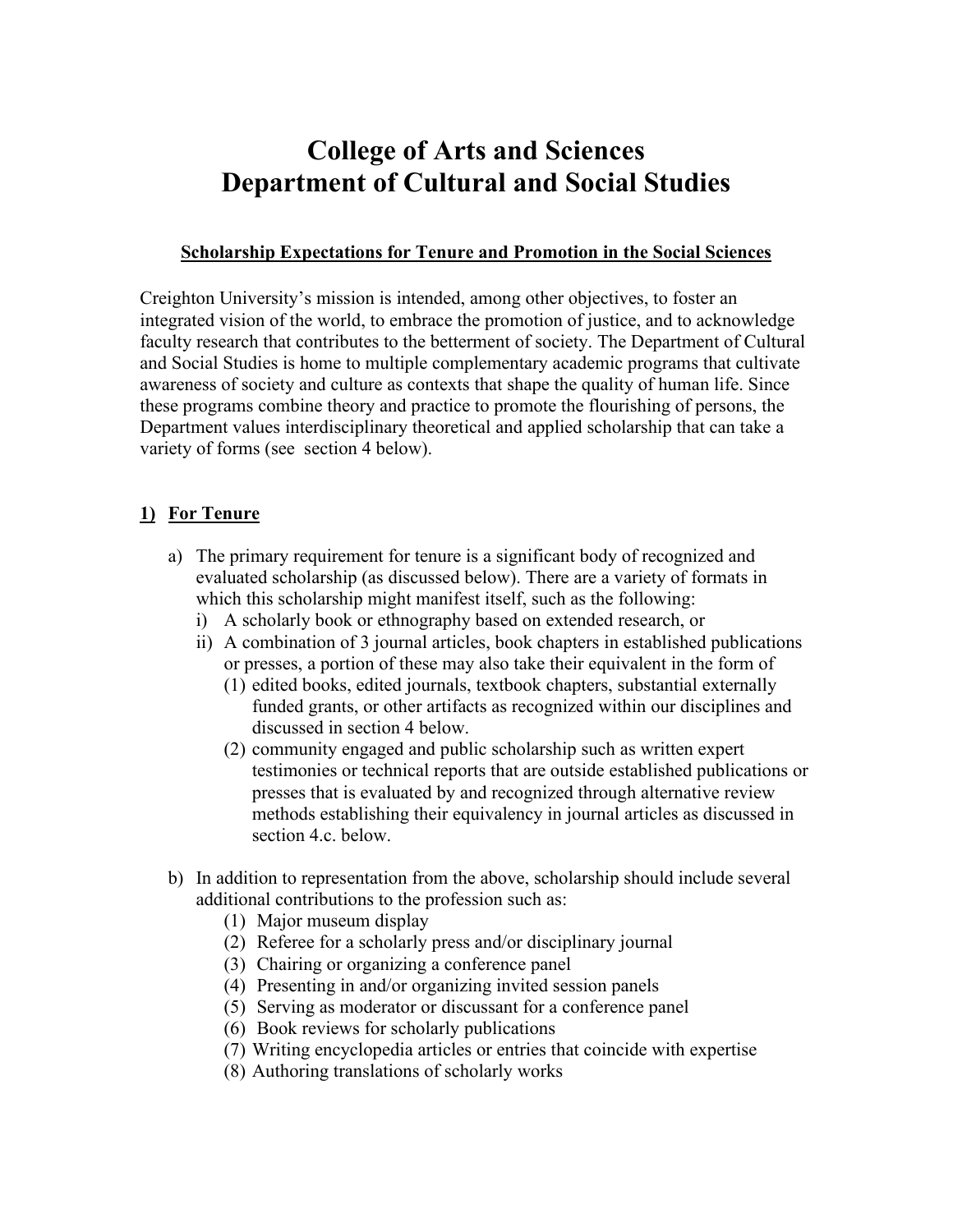# College of Arts and Sciences
# Department of Cultural and Social Studies

**Scholarship Expectations for Tenure and Promotion in the Social Sciences**

Creighton University's mission is intended, among other objectives, to foster an integrated vision of the world, to embrace the promotion of justice, and to acknowledge faculty research that contributes to the betterment of society. The Department of Cultural and Social Studies is home to multiple complementary academic programs that cultivate awareness of society and culture as contexts that shape the quality of human life. Since these programs combine theory and practice to promote the flourishing of persons, the Department values interdisciplinary theoretical and applied scholarship that can take a variety of forms (see section 4 below).

## 1) For Tenure

a) The primary requirement for tenure is a significant body of recognized and evaluated scholarship (as discussed below). There are a variety of formats in which this scholarship might manifest itself, such as the following:
   i) A scholarly book or ethnography based on extended research, or
   ii) A combination of 3 journal articles, book chapters in established publications or presses, a portion of these may also take their equivalent in the form of
      (1) edited books, edited journals, textbook chapters, substantial externally funded grants, or other artifacts as recognized within our disciplines and discussed in section 4 below.
      (2) community engaged and public scholarship such as written expert testimonies or technical reports that are outside established publications or presses that is evaluated by and recognized through alternative review methods establishing their equivalency in journal articles as discussed in section 4.c. below.

b) In addition to representation from the above, scholarship should include several additional contributions to the profession such as:
   (1) Major museum display
   (2) Referee for a scholarly press and/or disciplinary journal
   (3) Chairing or organizing a conference panel
   (4) Presenting in and/or organizing invited session panels
   (5) Serving as moderator or discussant for a conference panel
   (6) Book reviews for scholarly publications
   (7) Writing encyclopedia articles or entries that coincide with expertise
   (8) Authoring translations of scholarly works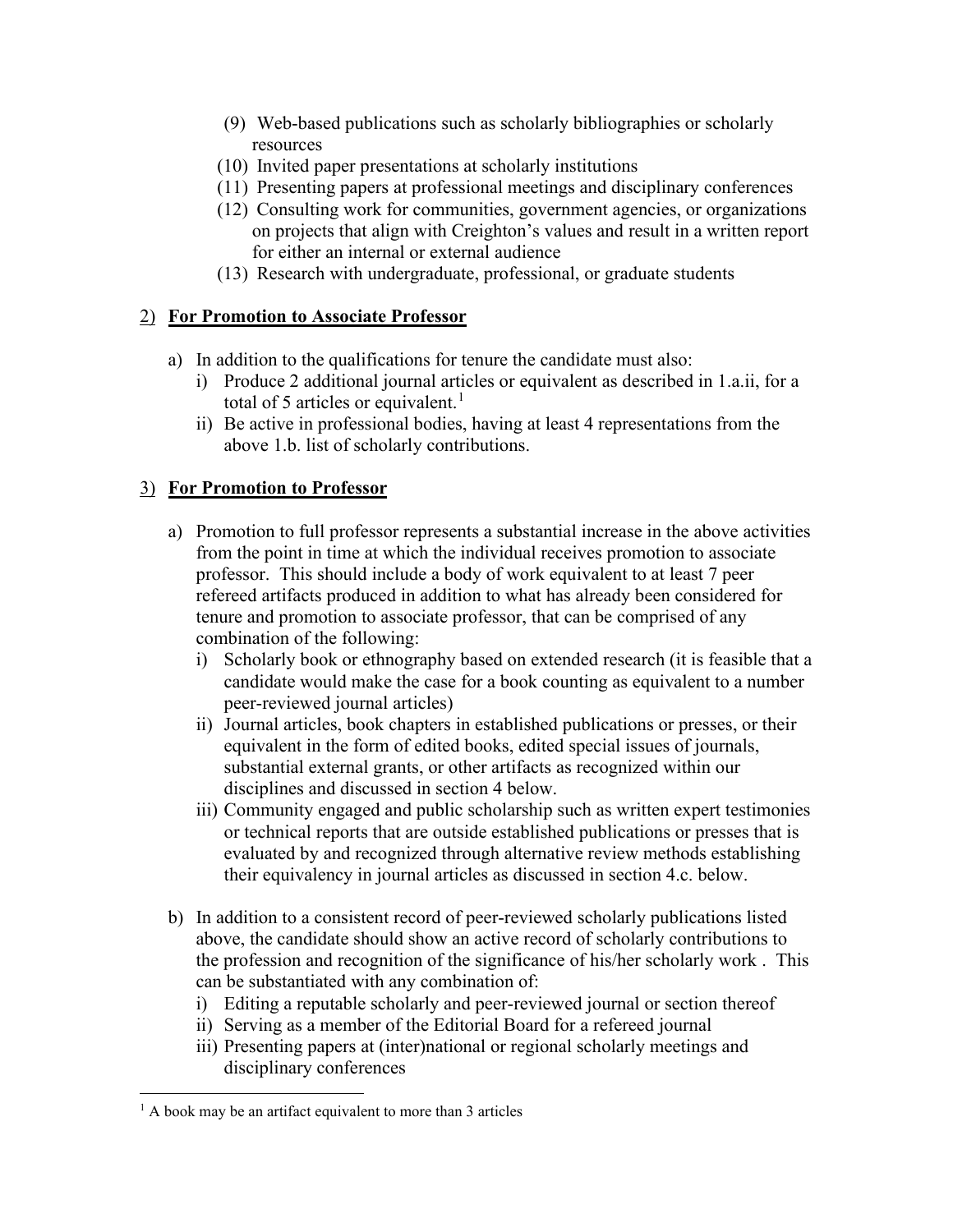(9) Web-based publications such as scholarly bibliographies or scholarly resources
(10) Invited paper presentations at scholarly institutions
(11) Presenting papers at professional meetings and disciplinary conferences
(12) Consulting work for communities, government agencies, or organizations on projects that align with Creighton's values and result in a written report for either an internal or external audience
(13) Research with undergraduate, professional, or graduate students

## 2) **For Promotion to Associate Professor**

a) In addition to the qualifications for tenure the candidate must also:
   i) Produce 2 additional journal articles or equivalent as described in 1.a.ii, for a total of 5 articles or equivalent.[1]
   ii) Be active in professional bodies, having at least 4 representations from the above 1.b. list of scholarly contributions.

## 3) **For Promotion to Professor**

a) Promotion to full professor represents a substantial increase in the above activities from the point in time at which the individual receives promotion to associate professor. This should include a body of work equivalent to at least 7 peer refereed artifacts produced in addition to what has already been considered for tenure and promotion to associate professor, that can be comprised of any combination of the following:
   i) Scholarly book or ethnography based on extended research (it is feasible that a candidate would make the case for a book counting as equivalent to a number peer-reviewed journal articles)
   ii) Journal articles, book chapters in established publications or presses, or their equivalent in the form of edited books, edited special issues of journals, substantial external grants, or other artifacts as recognized within our disciplines and discussed in section 4 below.
   iii) Community engaged and public scholarship such as written expert testimonies or technical reports that are outside established publications or presses that is evaluated by and recognized through alternative review methods establishing their equivalency in journal articles as discussed in section 4.c. below.

b) In addition to a consistent record of peer-reviewed scholarly publications listed above, the candidate should show an active record of scholarly contributions to the profession and recognition of the significance of his/her scholarly work . This can be substantiated with any combination of:
   i) Editing a reputable scholarly and peer-reviewed journal or section thereof
   ii) Serving as a member of the Editorial Board for a refereed journal
   iii) Presenting papers at (inter)national or regional scholarly meetings and disciplinary conferences

[1] A book may be an artifact equivalent to more than 3 articles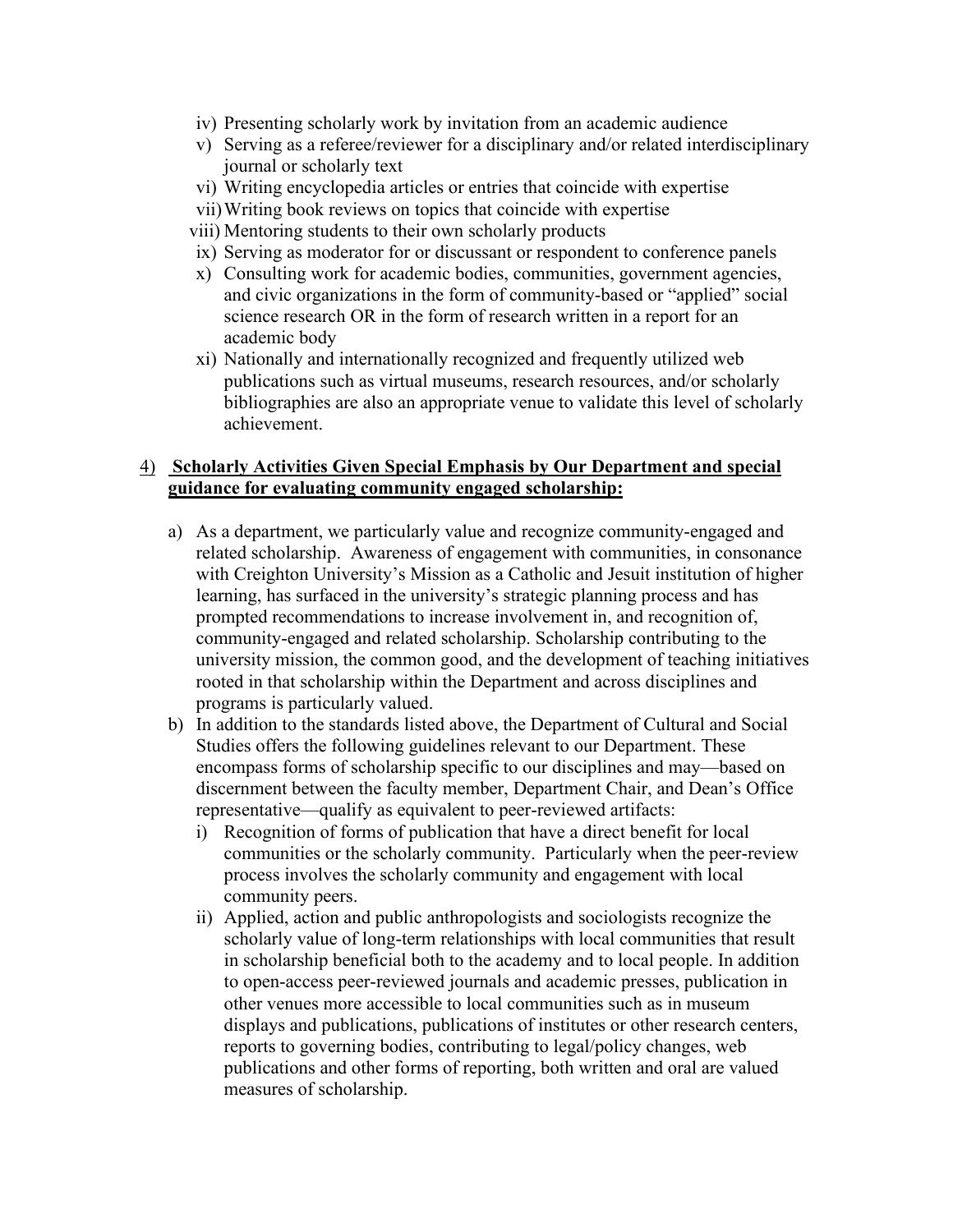iv) Presenting scholarly work by invitation from an academic audience
v) Serving as a referee/reviewer for a disciplinary and/or related interdisciplinary journal or scholarly text
vi) Writing encyclopedia articles or entries that coincide with expertise
vii) Writing book reviews on topics that coincide with expertise
viii) Mentoring students to their own scholarly products
ix) Serving as moderator for or discussant or respondent to conference panels
x) Consulting work for academic bodies, communities, government agencies, and civic organizations in the form of community-based or "applied" social science research OR in the form of research written in a report for an academic body
xi) Nationally and internationally recognized and frequently utilized web publications such as virtual museums, research resources, and/or scholarly bibliographies are also an appropriate venue to validate this level of scholarly achievement.

4) **Scholarly Activities Given Special Emphasis by Our Department and special guidance for evaluating community engaged scholarship:**

a) As a department, we particularly value and recognize community-engaged and related scholarship. Awareness of engagement with communities, in consonance with Creighton University's Mission as a Catholic and Jesuit institution of higher learning, has surfaced in the university's strategic planning process and has prompted recommendations to increase involvement in, and recognition of, community-engaged and related scholarship. Scholarship contributing to the university mission, the common good, and the development of teaching initiatives rooted in that scholarship within the Department and across disciplines and programs is particularly valued.

b) In addition to the standards listed above, the Department of Cultural and Social Studies offers the following guidelines relevant to our Department. These encompass forms of scholarship specific to our disciplines and may—based on discernment between the faculty member, Department Chair, and Dean's Office representative—qualify as equivalent to peer-reviewed artifacts:

   i) Recognition of forms of publication that have a direct benefit for local communities or the scholarly community. Particularly when the peer-review process involves the scholarly community and engagement with local community peers.

   ii) Applied, action and public anthropologists and sociologists recognize the scholarly value of long-term relationships with local communities that result in scholarship beneficial both to the academy and to local people. In addition to open-access peer-reviewed journals and academic presses, publication in other venues more accessible to local communities such as in museum displays and publications, publications of institutes or other research centers, reports to governing bodies, contributing to legal/policy changes, web publications and other forms of reporting, both written and oral are valued measures of scholarship.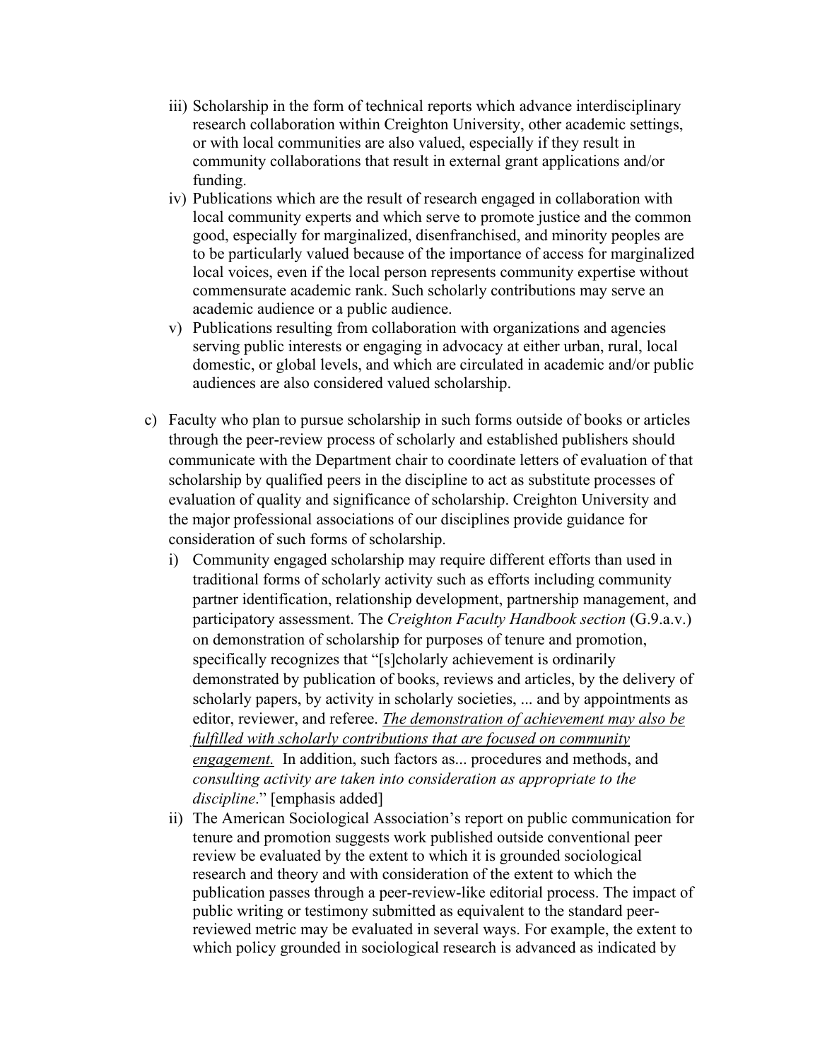iii) Scholarship in the form of technical reports which advance interdisciplinary research collaboration within Creighton University, other academic settings, or with local communities are also valued, especially if they result in community collaborations that result in external grant applications and/or funding.

   iv) Publications which are the result of research engaged in collaboration with local community experts and which serve to promote justice and the common good, especially for marginalized, disenfranchised, and minority peoples are to be particularly valued because of the importance of access for marginalized local voices, even if the local person represents community expertise without commensurate academic rank. Such scholarly contributions may serve an academic audience or a public audience.

   v) Publications resulting from collaboration with organizations and agencies serving public interests or engaging in advocacy at either urban, rural, local domestic, or global levels, and which are circulated in academic and/or public audiences are also considered valued scholarship.

c) Faculty who plan to pursue scholarship in such forms outside of books or articles through the peer-review process of scholarly and established publishers should communicate with the Department chair to coordinate letters of evaluation of that scholarship by qualified peers in the discipline to act as substitute processes of evaluation of quality and significance of scholarship. Creighton University and the major professional associations of our disciplines provide guidance for consideration of such forms of scholarship.

   i) Community engaged scholarship may require different efforts than used in traditional forms of scholarly activity such as efforts including community partner identification, relationship development, partnership management, and participatory assessment. The *Creighton Faculty Handbook section* (G.9.a.v.) on demonstration of scholarship for purposes of tenure and promotion, specifically recognizes that "[s]cholarly achievement is ordinarily demonstrated by publication of books, reviews and articles, by the delivery of scholarly papers, by activity in scholarly societies, ... and by appointments as editor, reviewer, and referee. <u>*The demonstration of achievement may also be fulfilled with scholarly contributions that are focused on community engagement.*</u> In addition, such factors as... procedures and methods, and *consulting activity are taken into consideration as appropriate to the discipline*." [emphasis added]

   ii) The American Sociological Association's report on public communication for tenure and promotion suggests work published outside conventional peer review be evaluated by the extent to which it is grounded sociological research and theory and with consideration of the extent to which the publication passes through a peer-review-like editorial process. The impact of public writing or testimony submitted as equivalent to the standard peer-reviewed metric may be evaluated in several ways. For example, the extent to which policy grounded in sociological research is advanced as indicated by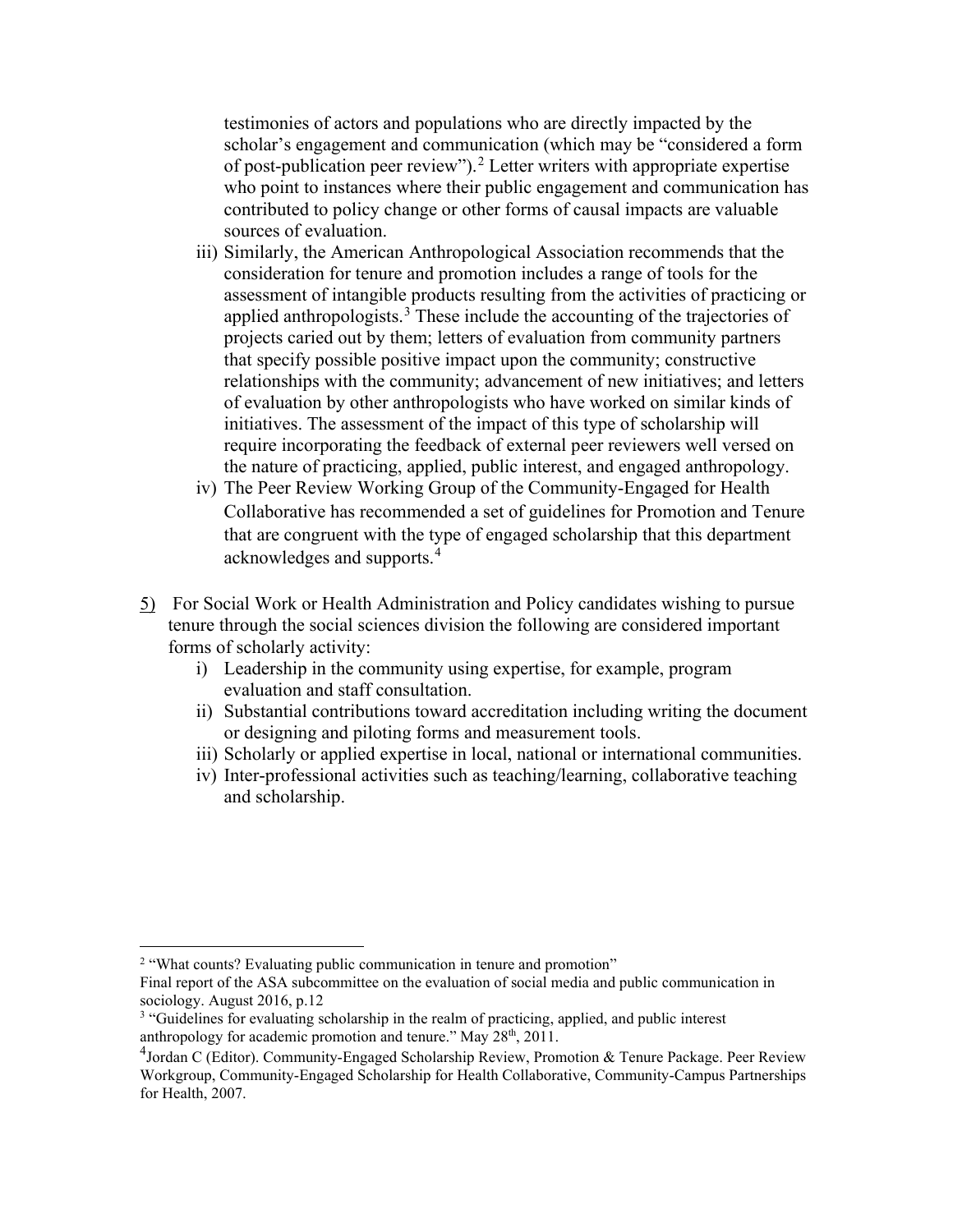testimonies of actors and populations who are directly impacted by the scholar's engagement and communication (which may be "considered a form of post-publication peer review").[2] Letter writers with appropriate expertise who point to instances where their public engagement and communication has contributed to policy change or other forms of causal impacts are valuable sources of evaluation.

iii) Similarly, the American Anthropological Association recommends that the consideration for tenure and promotion includes a range of tools for the assessment of intangible products resulting from the activities of practicing or applied anthropologists.[3] These include the accounting of the trajectories of projects caried out by them; letters of evaluation from community partners that specify possible positive impact upon the community; constructive relationships with the community; advancement of new initiatives; and letters of evaluation by other anthropologists who have worked on similar kinds of initiatives. The assessment of the impact of this type of scholarship will require incorporating the feedback of external peer reviewers well versed on the nature of practicing, applied, public interest, and engaged anthropology.

iv) The Peer Review Working Group of the Community-Engaged for Health Collaborative has recommended a set of guidelines for Promotion and Tenure that are congruent with the type of engaged scholarship that this department acknowledges and supports.[4]

5) For Social Work or Health Administration and Policy candidates wishing to pursue tenure through the social sciences division the following are considered important forms of scholarly activity:

i) Leadership in the community using expertise, for example, program evaluation and staff consultation.

ii) Substantial contributions toward accreditation including writing the document or designing and piloting forms and measurement tools.

iii) Scholarly or applied expertise in local, national or international communities.

iv) Inter-professional activities such as teaching/learning, collaborative teaching and scholarship.

---

[2] "What counts? Evaluating public communication in tenure and promotion" Final report of the ASA subcommittee on the evaluation of social media and public communication in sociology. August 2016, p.12

[3] "Guidelines for evaluating scholarship in the realm of practicing, applied, and public interest anthropology for academic promotion and tenure." May 28th, 2011.

[4] Jordan C (Editor). Community-Engaged Scholarship Review, Promotion & Tenure Package. Peer Review Workgroup, Community-Engaged Scholarship for Health Collaborative, Community-Campus Partnerships for Health, 2007.